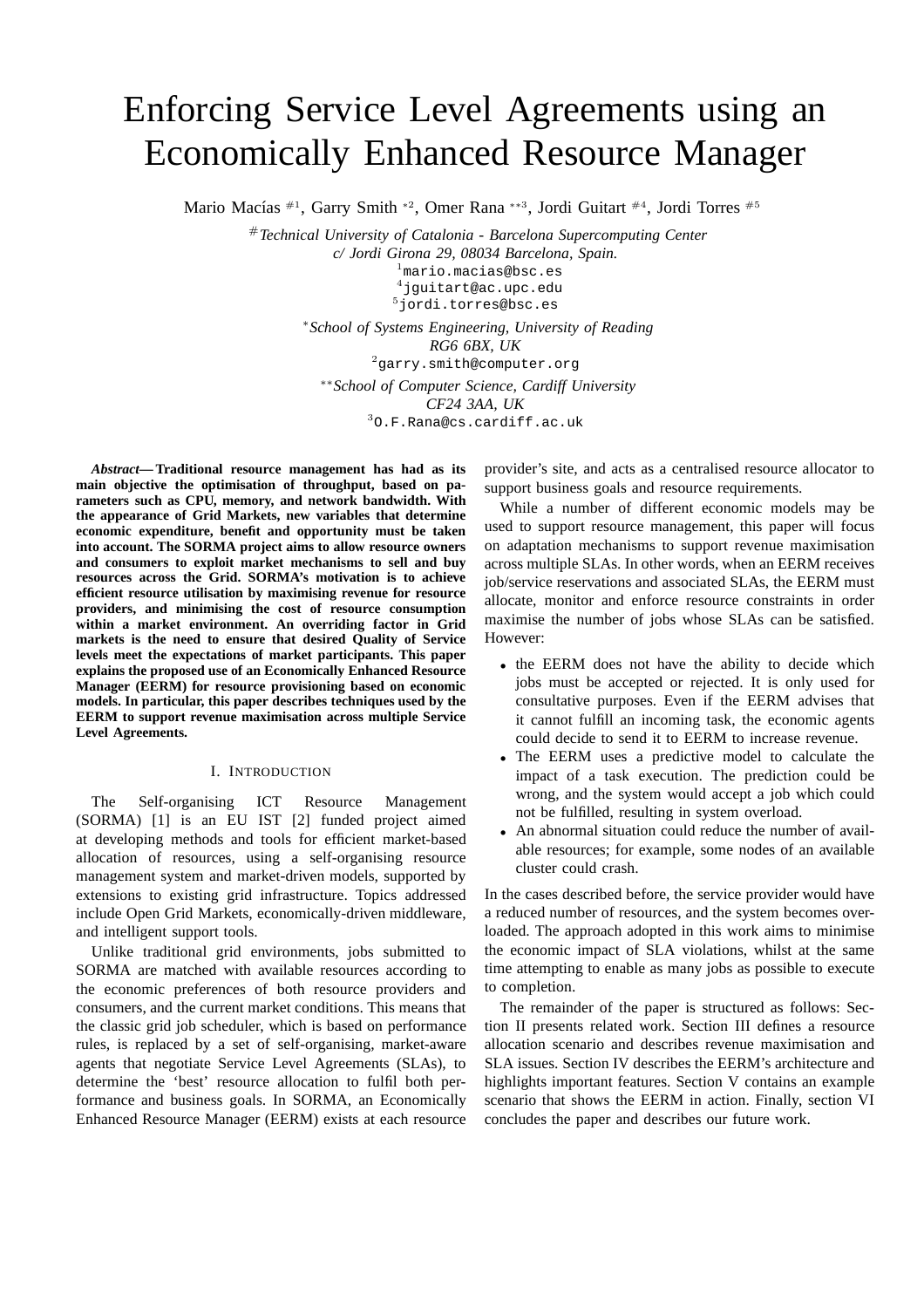# Enforcing Service Level Agreements using an Economically Enhanced Resource Manager

Mario Macías #1, Garry Smith *2, Omer Rana **3, Jordi Guitart #4, Jordi Torres #5

# *Technical University of Catalonia - Barcelona Supercomputing Center*
*c/ Jordi Girona 29, 08034 Barcelona, Spain.*
[1] mario.macias@bsc.es
[4] jguitart@ac.upc.edu
[5] jordi.torres@bsc.es

* *School of Systems Engineering, University of Reading*
*RG6 6BX, UK*
[2] garry.smith@computer.org

** *School of Computer Science, Cardiff University*
*CF24 3AA, UK*
[3] O.F.Rana@cs.cardiff.ac.uk

***Abstract*— Traditional resource management has had as its main objective the optimisation of throughput, based on parameters such as CPU, memory, and network bandwidth. With the appearance of Grid Markets, new variables that determine economic expenditure, benefit and opportunity must be taken into account. The SORMA project aims to allow resource owners and consumers to exploit market mechanisms to sell and buy resources across the Grid. SORMA's motivation is to achieve efficient resource utilisation by maximising revenue for resource providers, and minimising the cost of resource consumption within a market environment. An overriding factor in Grid markets is the need to ensure that desired Quality of Service levels meet the expectations of market participants. This paper explains the proposed use of an Economically Enhanced Resource Manager (EERM) for resource provisioning based on economic models. In particular, this paper describes techniques used by the EERM to support revenue maximisation across multiple Service Level Agreements.**

## I. Introduction

The Self-organising ICT Resource Management (SORMA) [1] is an EU IST [2] funded project aimed at developing methods and tools for efficient market-based allocation of resources, using a self-organising resource management system and market-driven models, supported by extensions to existing grid infrastructure. Topics addressed include Open Grid Markets, economically-driven middleware, and intelligent support tools.

Unlike traditional grid environments, jobs submitted to SORMA are matched with available resources according to the economic preferences of both resource providers and consumers, and the current market conditions. This means that the classic grid job scheduler, which is based on performance rules, is replaced by a set of self-organising, market-aware agents that negotiate Service Level Agreements (SLAs), to determine the 'best' resource allocation to fulfil both performance and business goals. In SORMA, an Economically Enhanced Resource Manager (EERM) exists at each resource provider's site, and acts as a centralised resource allocator to support business goals and resource requirements.

While a number of different economic models may be used to support resource management, this paper will focus on adaptation mechanisms to support revenue maximisation across multiple SLAs. In other words, when an EERM receives job/service reservations and associated SLAs, the EERM must allocate, monitor and enforce resource constraints in order maximise the number of jobs whose SLAs can be satisfied. However:

- the EERM does not have the ability to decide which jobs must be accepted or rejected. It is only used for consultative purposes. Even if the EERM advises that it cannot fulfill an incoming task, the economic agents could decide to send it to EERM to increase revenue.
- The EERM uses a predictive model to calculate the impact of a task execution. The prediction could be wrong, and the system would accept a job which could not be fulfilled, resulting in system overload.
- An abnormal situation could reduce the number of available resources; for example, some nodes of an available cluster could crash.

In the cases described before, the service provider would have a reduced number of resources, and the system becomes overloaded. The approach adopted in this work aims to minimise the economic impact of SLA violations, whilst at the same time attempting to enable as many jobs as possible to execute to completion.

The remainder of the paper is structured as follows: Section II presents related work. Section III defines a resource allocation scenario and describes revenue maximisation and SLA issues. Section IV describes the EERM's architecture and highlights important features. Section V contains an example scenario that shows the EERM in action. Finally, section VI concludes the paper and describes our future work.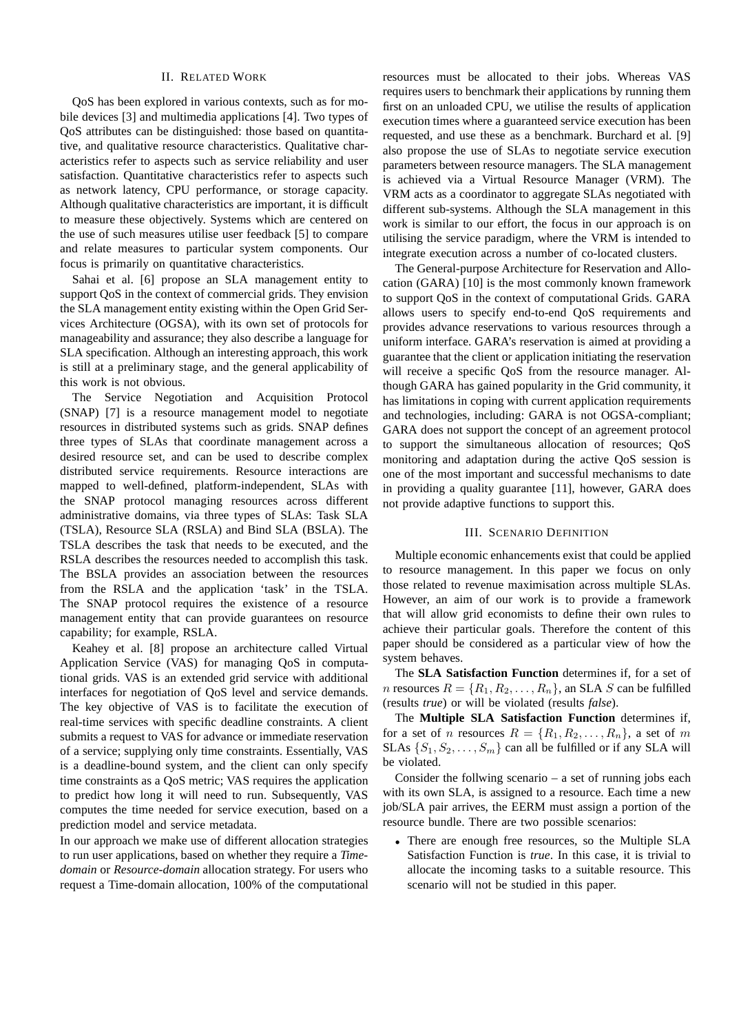## II. Related Work

QoS has been explored in various contexts, such as for mobile devices [3] and multimedia applications [4]. Two types of QoS attributes can be distinguished: those based on quantitative, and qualitative resource characteristics. Qualitative characteristics refer to aspects such as service reliability and user satisfaction. Quantitative characteristics refer to aspects such as network latency, CPU performance, or storage capacity. Although qualitative characteristics are important, it is difficult to measure these objectively. Systems which are centered on the use of such measures utilise user feedback [5] to compare and relate measures to particular system components. Our focus is primarily on quantitative characteristics.

Sahai et al. [6] propose an SLA management entity to support QoS in the context of commercial grids. They envision the SLA management entity existing within the Open Grid Services Architecture (OGSA), with its own set of protocols for manageability and assurance; they also describe a language for SLA specification. Although an interesting approach, this work is still at a preliminary stage, and the general applicability of this work is not obvious.

The Service Negotiation and Acquisition Protocol (SNAP) [7] is a resource management model to negotiate resources in distributed systems such as grids. SNAP defines three types of SLAs that coordinate management across a desired resource set, and can be used to describe complex distributed service requirements. Resource interactions are mapped to well-defined, platform-independent, SLAs with the SNAP protocol managing resources across different administrative domains, via three types of SLAs: Task SLA (TSLA), Resource SLA (RSLA) and Bind SLA (BSLA). The TSLA describes the task that needs to be executed, and the RSLA describes the resources needed to accomplish this task. The BSLA provides an association between the resources from the RSLA and the application 'task' in the TSLA. The SNAP protocol requires the existence of a resource management entity that can provide guarantees on resource capability; for example, RSLA.

Keahey et al. [8] propose an architecture called Virtual Application Service (VAS) for managing QoS in computational grids. VAS is an extended grid service with additional interfaces for negotiation of QoS level and service demands. The key objective of VAS is to facilitate the execution of real-time services with specific deadline constraints. A client submits a request to VAS for advance or immediate reservation of a service; supplying only time constraints. Essentially, VAS is a deadline-bound system, and the client can only specify time constraints as a QoS metric; VAS requires the application to predict how long it will need to run. Subsequently, VAS computes the time needed for service execution, based on a prediction model and service metadata.

In our approach we make use of different allocation strategies to run user applications, based on whether they require a *Time-domain* or *Resource-domain* allocation strategy. For users who request a Time-domain allocation, 100% of the computational resources must be allocated to their jobs. Whereas VAS requires users to benchmark their applications by running them first on an unloaded CPU, we utilise the results of application execution times where a guaranteed service execution has been requested, and use these as a benchmark. Burchard et al. [9] also propose the use of SLAs to negotiate service execution parameters between resource managers. The SLA management is achieved via a Virtual Resource Manager (VRM). The VRM acts as a coordinator to aggregate SLAs negotiated with different sub-systems. Although the SLA management in this work is similar to our effort, the focus in our approach is on utilising the service paradigm, where the VRM is intended to integrate execution across a number of co-located clusters.

The General-purpose Architecture for Reservation and Allocation (GARA) [10] is the most commonly known framework to support QoS in the context of computational Grids. GARA allows users to specify end-to-end QoS requirements and provides advance reservations to various resources through a uniform interface. GARA's reservation is aimed at providing a guarantee that the client or application initiating the reservation will receive a specific QoS from the resource manager. Although GARA has gained popularity in the Grid community, it has limitations in coping with current application requirements and technologies, including: GARA is not OGSA-compliant; GARA does not support the concept of an agreement protocol to support the simultaneous allocation of resources; QoS monitoring and adaptation during the active QoS session is one of the most important and successful mechanisms to date in providing a quality guarantee [11], however, GARA does not provide adaptive functions to support this.

## III. Scenario Definition

Multiple economic enhancements exist that could be applied to resource management. In this paper we focus on only those related to revenue maximisation across multiple SLAs. However, an aim of our work is to provide a framework that will allow grid economists to define their own rules to achieve their particular goals. Therefore the content of this paper should be considered as a particular view of how the system behaves.

The **SLA Satisfaction Function** determines if, for a set of $n$ resources $R = \{R_1, R_2, \ldots, R_n\}$, an SLA $S$ can be fulfilled (results *true*) or will be violated (results *false*).

The **Multiple SLA Satisfaction Function** determines if, for a set of $n$ resources $R = \{R_1, R_2, \ldots, R_n\}$, a set of $m$ SLAs $\{S_1, S_2, \ldots, S_m\}$ can all be fulfilled or if any SLA will be violated.

Consider the follwing scenario – a set of running jobs each with its own SLA, is assigned to a resource. Each time a new job/SLA pair arrives, the EERM must assign a portion of the resource bundle. There are two possible scenarios:

- There are enough free resources, so the Multiple SLA Satisfaction Function is *true*. In this case, it is trivial to allocate the incoming tasks to a suitable resource. This scenario will not be studied in this paper.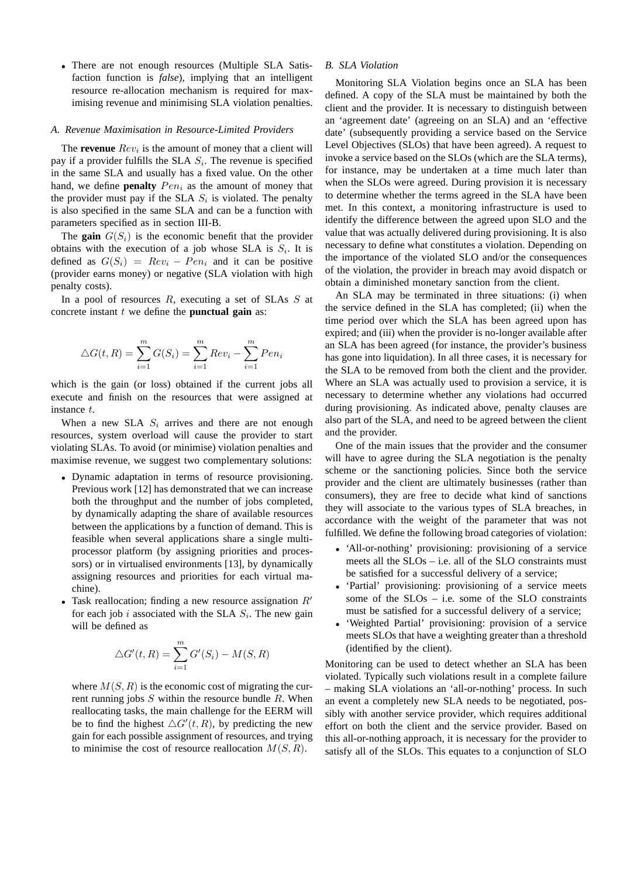- There are not enough resources (Multiple SLA Satisfaction function is *false*), implying that an intelligent resource re-allocation mechanism is required for maximising revenue and minimising SLA violation penalties.

### A. Revenue Maximisation in Resource-Limited Providers

The **revenue** $Rev_i$ is the amount of money that a client will pay if a provider fulfills the SLA $S_i$. The revenue is specified in the same SLA and usually has a fixed value. On the other hand, we define **penalty** $Pen_i$ as the amount of money that the provider must pay if the SLA $S_i$ is violated. The penalty is also specified in the same SLA and can be a function with parameters specified as in section III-B.

The **gain** $G(S_i)$ is the economic benefit that the provider obtains with the execution of a job whose SLA is $S_i$. It is defined as $G(S_i) = Rev_i - Pen_i$ and it can be positive (provider earns money) or negative (SLA violation with high penalty costs).

In a pool of resources $R$, executing a set of SLAs $S$ at concrete instant $t$ we define the **punctual gain** as:

$$\triangle G(t, R) = \sum_{i=1}^{m} G(S_i) = \sum_{i=1}^{m} Rev_i - \sum_{i=1}^{m} Pen_i$$

which is the gain (or loss) obtained if the current jobs all execute and finish on the resources that were assigned at instance $t$.

When a new SLA $S_i$ arrives and there are not enough resources, system overload will cause the provider to start violating SLAs. To avoid (or minimise) violation penalties and maximise revenue, we suggest two complementary solutions:

- Dynamic adaptation in terms of resource provisioning. Previous work [12] has demonstrated that we can increase both the throughput and the number of jobs completed, by dynamically adapting the share of available resources between the applications by a function of demand. This is feasible when several applications share a single multiprocessor platform (by assigning priorities and processors) or in virtualised environments [13], by dynamically assigning resources and priorities for each virtual machine).
- Task reallocation; finding a new resource assignation $R'$ for each job $i$ associated with the SLA $S_i$. The new gain will be defined as

$$\triangle G'(t, R) = \sum_{i=1}^{m} G'(S_i) - M(S, R)$$

  where $M(S, R)$ is the economic cost of migrating the current running jobs $S$ within the resource bundle $R$. When reallocating tasks, the main challenge for the EERM will be to find the highest $\triangle G'(t, R)$, by predicting the new gain for each possible assignment of resources, and trying to minimise the cost of resource reallocation $M(S, R)$.

### B. SLA Violation

Monitoring SLA Violation begins once an SLA has been defined. A copy of the SLA must be maintained by both the client and the provider. It is necessary to distinguish between an 'agreement date' (agreeing on an SLA) and an 'effective date' (subsequently providing a service based on the Service Level Objectives (SLOs) that have been agreed). A request to invoke a service based on the SLOs (which are the SLA terms), for instance, may be undertaken at a time much later than when the SLOs were agreed. During provision it is necessary to determine whether the terms agreed in the SLA have been met. In this context, a monitoring infrastructure is used to identify the difference between the agreed upon SLO and the value that was actually delivered during provisioning. It is also necessary to define what constitutes a violation. Depending on the importance of the violated SLO and/or the consequences of the violation, the provider in breach may avoid dispatch or obtain a diminished monetary sanction from the client.

An SLA may be terminated in three situations: (i) when the service defined in the SLA has completed; (ii) when the time period over which the SLA has been agreed upon has expired; and (iii) when the provider is no-longer available after an SLA has been agreed (for instance, the provider's business has gone into liquidation). In all three cases, it is necessary for the SLA to be removed from both the client and the provider. Where an SLA was actually used to provision a service, it is necessary to determine whether any violations had occurred during provisioning. As indicated above, penalty clauses are also part of the SLA, and need to be agreed between the client and the provider.

One of the main issues that the provider and the consumer will have to agree during the SLA negotiation is the penalty scheme or the sanctioning policies. Since both the service provider and the client are ultimately businesses (rather than consumers), they are free to decide what kind of sanctions they will associate to the various types of SLA breaches, in accordance with the weight of the parameter that was not fulfilled. We define the following broad categories of violation:

- 'All-or-nothing' provisioning: provisioning of a service meets all the SLOs – i.e. all of the SLO constraints must be satisfied for a successful delivery of a service;
- 'Partial' provisioning: provisioning of a service meets some of the SLOs – i.e. some of the SLO constraints must be satisfied for a successful delivery of a service;
- 'Weighted Partial' provisioning: provision of a service meets SLOs that have a weighting greater than a threshold (identified by the client).

Monitoring can be used to detect whether an SLA has been violated. Typically such violations result in a complete failure – making SLA violations an 'all-or-nothing' process. In such an event a completely new SLA needs to be negotiated, possibly with another service provider, which requires additional effort on both the client and the service provider. Based on this all-or-nothing approach, it is necessary for the provider to satisfy all of the SLOs. This equates to a conjunction of SLO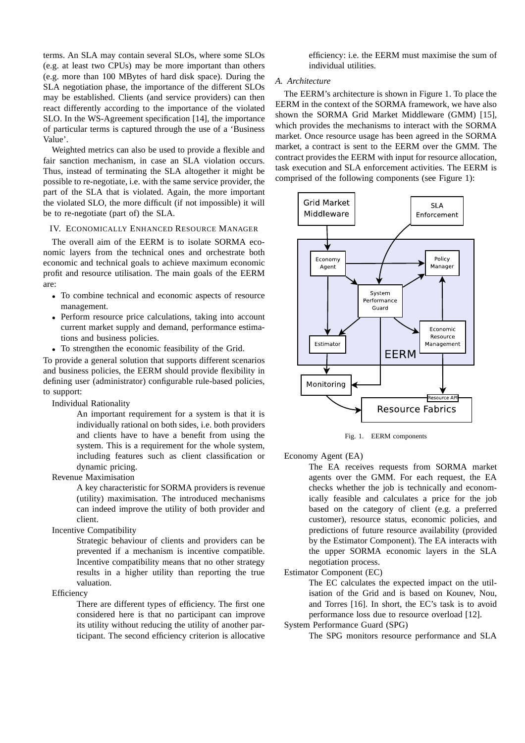terms. An SLA may contain several SLOs, where some SLOs (e.g. at least two CPUs) may be more important than others (e.g. more than 100 MBytes of hard disk space). During the SLA negotiation phase, the importance of the different SLOs may be established. Clients (and service providers) can then react differently according to the importance of the violated SLO. In the WS-Agreement specification [14], the importance of particular terms is captured through the use of a 'Business Value'.

Weighted metrics can also be used to provide a flexible and fair sanction mechanism, in case an SLA violation occurs. Thus, instead of terminating the SLA altogether it might be possible to re-negotiate, i.e. with the same service provider, the part of the SLA that is violated. Again, the more important the violated SLO, the more difficult (if not impossible) it will be to re-negotiate (part of) the SLA.

## IV. Economically Enhanced Resource Manager

The overall aim of the EERM is to isolate SORMA economic layers from the technical ones and orchestrate both economic and technical goals to achieve maximum economic profit and resource utilisation. The main goals of the EERM are:

- To combine technical and economic aspects of resource management.
- Perform resource price calculations, taking into account current market supply and demand, performance estimations and business policies.
- To strengthen the economic feasibility of the Grid.

To provide a general solution that supports different scenarios and business policies, the EERM should provide flexibility in defining user (administrator) configurable rule-based policies, to support:

Individual Rationality
: An important requirement for a system is that it is individually rational on both sides, i.e. both providers and clients have to have a benefit from using the system. This is a requirement for the whole system, including features such as client classification or dynamic pricing.

Revenue Maximisation
: A key characteristic for SORMA providers is revenue (utility) maximisation. The introduced mechanisms can indeed improve the utility of both provider and client.

Incentive Compatibility
: Strategic behaviour of clients and providers can be prevented if a mechanism is incentive compatible. Incentive compatibility means that no other strategy results in a higher utility than reporting the true valuation.

Efficiency
: There are different types of efficiency. The first one considered here is that no participant can improve its utility without reducing the utility of another participant. The second efficiency criterion is allocative efficiency: i.e. the EERM must maximise the sum of individual utilities.

### A. Architecture

The EERM's architecture is shown in Figure 1. To place the EERM in the context of the SORMA framework, we have also shown the SORMA Grid Market Middleware (GMM) [15], which provides the mechanisms to interact with the SORMA market. Once resource usage has been agreed in the SORMA market, a contract is sent to the EERM over the GMM. The contract provides the EERM with input for resource allocation, task execution and SLA enforcement activities. The EERM is comprised of the following components (see Figure 1):

Fig. 1. EERM components

Economy Agent (EA)
: The EA receives requests from SORMA market agents over the GMM. For each request, the EA checks whether the job is technically and economically feasible and calculates a price for the job based on the category of client (e.g. a preferred customer), resource status, economic policies, and predictions of future resource availability (provided by the Estimator Component). The EA interacts with the upper SORMA economic layers in the SLA negotiation process.

Estimator Component (EC)
: The EC calculates the expected impact on the utilisation of the Grid and is based on Kounev, Nou, and Torres [16]. In short, the EC's task is to avoid performance loss due to resource overload [12].

System Performance Guard (SPG)
: The SPG monitors resource performance and SLA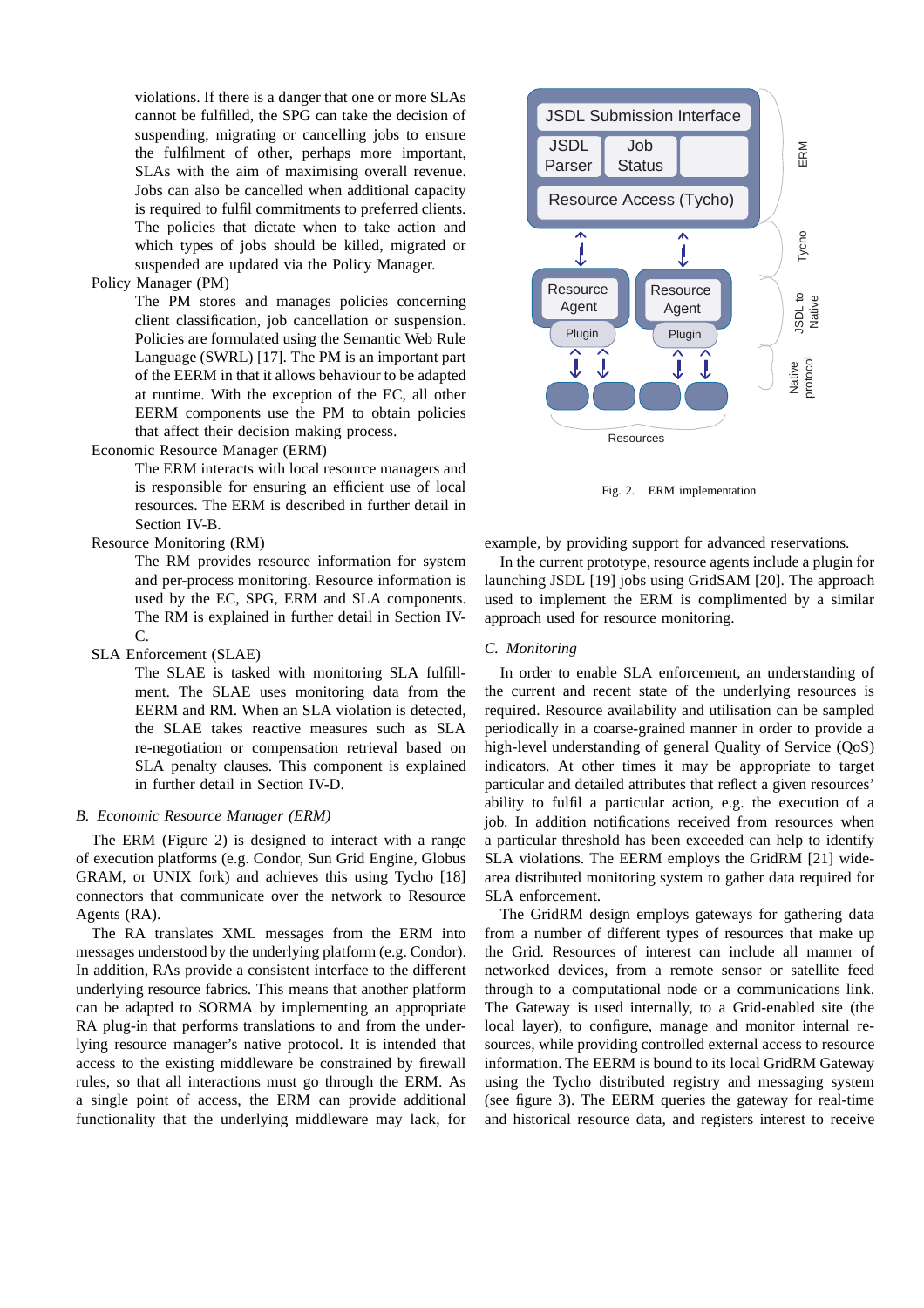violations. If there is a danger that one or more SLAs cannot be fulfilled, the SPG can take the decision of suspending, migrating or cancelling jobs to ensure the fulfilment of other, perhaps more important, SLAs with the aim of maximising overall revenue. Jobs can also be cancelled when additional capacity is required to fulfil commitments to preferred clients. The policies that dictate when to take action and which types of jobs should be killed, migrated or suspended are updated via the Policy Manager.

Policy Manager (PM)
: The PM stores and manages policies concerning client classification, job cancellation or suspension. Policies are formulated using the Semantic Web Rule Language (SWRL) [17]. The PM is an important part of the EERM in that it allows behaviour to be adapted at runtime. With the exception of the EC, all other EERM components use the PM to obtain policies that affect their decision making process.

Economic Resource Manager (ERM)
: The ERM interacts with local resource managers and is responsible for ensuring an efficient use of local resources. The ERM is described in further detail in Section IV-B.

Resource Monitoring (RM)
: The RM provides resource information for system and per-process monitoring. Resource information is used by the EC, SPG, ERM and SLA components. The RM is explained in further detail in Section IV-C.

SLA Enforcement (SLAE)
: The SLAE is tasked with monitoring SLA fulfillment. The SLAE uses monitoring data from the EERM and RM. When an SLA violation is detected, the SLAE takes reactive measures such as SLA re-negotiation or compensation retrieval based on SLA penalty clauses. This component is explained in further detail in Section IV-D.

### B. Economic Resource Manager (ERM)

The ERM (Figure 2) is designed to interact with a range of execution platforms (e.g. Condor, Sun Grid Engine, Globus GRAM, or UNIX fork) and achieves this using Tycho [18] connectors that communicate over the network to Resource Agents (RA).

The RA translates XML messages from the ERM into messages understood by the underlying platform (e.g. Condor). In addition, RAs provide a consistent interface to the different underlying resource fabrics. This means that another platform can be adapted to SORMA by implementing an appropriate RA plug-in that performs translations to and from the underlying resource manager's native protocol. It is intended that access to the existing middleware be constrained by firewall rules, so that all interactions must go through the ERM. As a single point of access, the ERM can provide additional functionality that the underlying middleware may lack, for example, by providing support for advanced reservations.

JSDL Submission Interface
JSDL Parser
Job Status
Resource Access (Tycho)
ERM
Tycho
JSDL to Native
Resource Agent
Plugin
Resource Agent
Plugin
Native protocol
Resources

Fig. 2. ERM implementation

In the current prototype, resource agents include a plugin for launching JSDL [19] jobs using GridSAM [20]. The approach used to implement the ERM is complimented by a similar approach used for resource monitoring.

### C. Monitoring

In order to enable SLA enforcement, an understanding of the current and recent state of the underlying resources is required. Resource availability and utilisation can be sampled periodically in a coarse-grained manner in order to provide a high-level understanding of general Quality of Service (QoS) indicators. At other times it may be appropriate to target particular and detailed attributes that reflect a given resources' ability to fulfil a particular action, e.g. the execution of a job. In addition notifications received from resources when a particular threshold has been exceeded can help to identify SLA violations. The EERM employs the GridRM [21] wide-area distributed monitoring system to gather data required for SLA enforcement.

The GridRM design employs gateways for gathering data from a number of different types of resources that make up the Grid. Resources of interest can include all manner of networked devices, from a remote sensor or satellite feed through to a computational node or a communications link. The Gateway is used internally, to a Grid-enabled site (the local layer), to configure, manage and monitor internal resources, while providing controlled external access to resource information. The EERM is bound to its local GridRM Gateway using the Tycho distributed registry and messaging system (see figure 3). The EERM queries the gateway for real-time and historical resource data, and registers interest to receive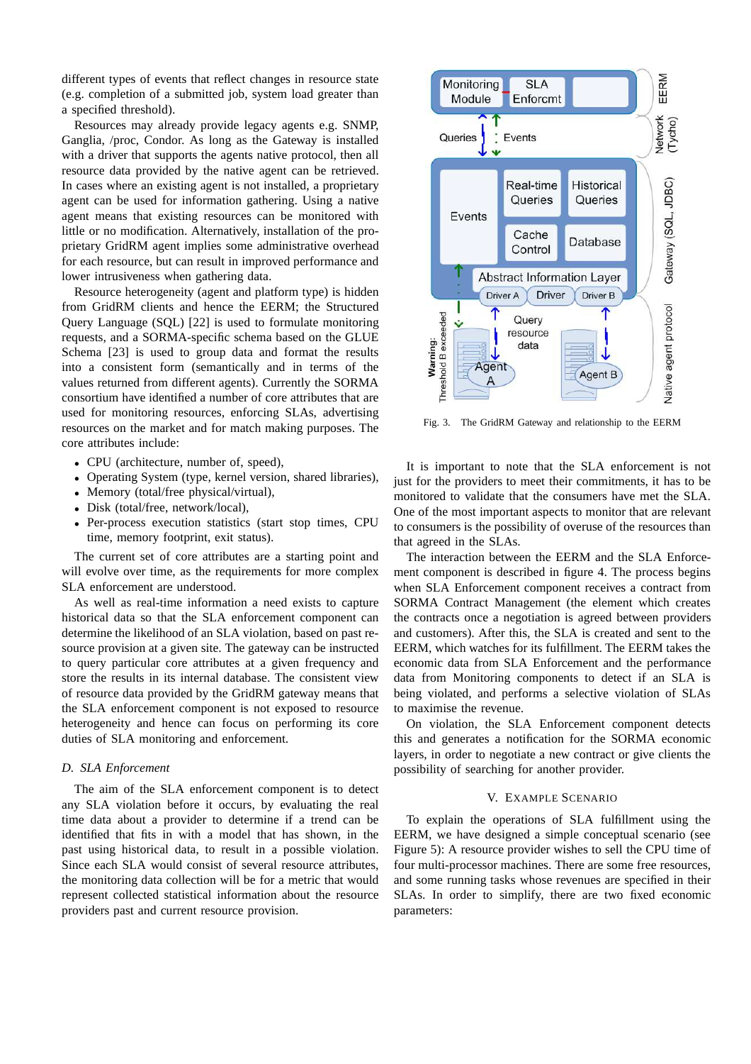different types of events that reflect changes in resource state (e.g. completion of a submitted job, system load greater than a specified threshold).

Resources may already provide legacy agents e.g. SNMP, Ganglia, /proc, Condor. As long as the Gateway is installed with a driver that supports the agents native protocol, then all resource data provided by the native agent can be retrieved. In cases where an existing agent is not installed, a proprietary agent can be used for information gathering. Using a native agent means that existing resources can be monitored with little or no modification. Alternatively, installation of the proprietary GridRM agent implies some administrative overhead for each resource, but can result in improved performance and lower intrusiveness when gathering data.

Resource heterogeneity (agent and platform type) is hidden from GridRM clients and hence the EERM; the Structured Query Language (SQL) [22] is used to formulate monitoring requests, and a SORMA-specific schema based on the GLUE Schema [23] is used to group data and format the results into a consistent form (semantically and in terms of the values returned from different agents). Currently the SORMA consortium have identified a number of core attributes that are used for monitoring resources, enforcing SLAs, advertising resources on the market and for match making purposes. The core attributes include:

- CPU (architecture, number of, speed),
- Operating System (type, kernel version, shared libraries),
- Memory (total/free physical/virtual),
- Disk (total/free, network/local),
- Per-process execution statistics (start stop times, CPU time, memory footprint, exit status).

The current set of core attributes are a starting point and will evolve over time, as the requirements for more complex SLA enforcement are understood.

As well as real-time information a need exists to capture historical data so that the SLA enforcement component can determine the likelihood of an SLA violation, based on past resource provision at a given site. The gateway can be instructed to query particular core attributes at a given frequency and store the results in its internal database. The consistent view of resource data provided by the GridRM gateway means that the SLA enforcement component is not exposed to resource heterogeneity and hence can focus on performing its core duties of SLA monitoring and enforcement.

### *D. SLA Enforcement*

The aim of the SLA enforcement component is to detect any SLA violation before it occurs, by evaluating the real time data about a provider to determine if a trend can be identified that fits in with a model that has shown, in the past using historical data, to result in a possible violation. Since each SLA would consist of several resource attributes, the monitoring data collection will be for a metric that would represent collected statistical information about the resource providers past and current resource provision.

Fig. 3. The GridRM Gateway and relationship to the EERM

It is important to note that the SLA enforcement is not just for the providers to meet their commitments, it has to be monitored to validate that the consumers have met the SLA. One of the most important aspects to monitor that are relevant to consumers is the possibility of overuse of the resources than that agreed in the SLAs.

The interaction between the EERM and the SLA Enforcement component is described in figure 4. The process begins when SLA Enforcement component receives a contract from SORMA Contract Management (the element which creates the contracts once a negotiation is agreed between providers and customers). After this, the SLA is created and sent to the EERM, which watches for its fulfillment. The EERM takes the economic data from SLA Enforcement and the performance data from Monitoring components to detect if an SLA is being violated, and performs a selective violation of SLAs to maximise the revenue.

On violation, the SLA Enforcement component detects this and generates a notification for the SORMA economic layers, in order to negotiate a new contract or give clients the possibility of searching for another provider.

## V. Example Scenario

To explain the operations of SLA fulfillment using the EERM, we have designed a simple conceptual scenario (see Figure 5): A resource provider wishes to sell the CPU time of four multi-processor machines. There are some free resources, and some running tasks whose revenues are specified in their SLAs. In order to simplify, there are two fixed economic parameters: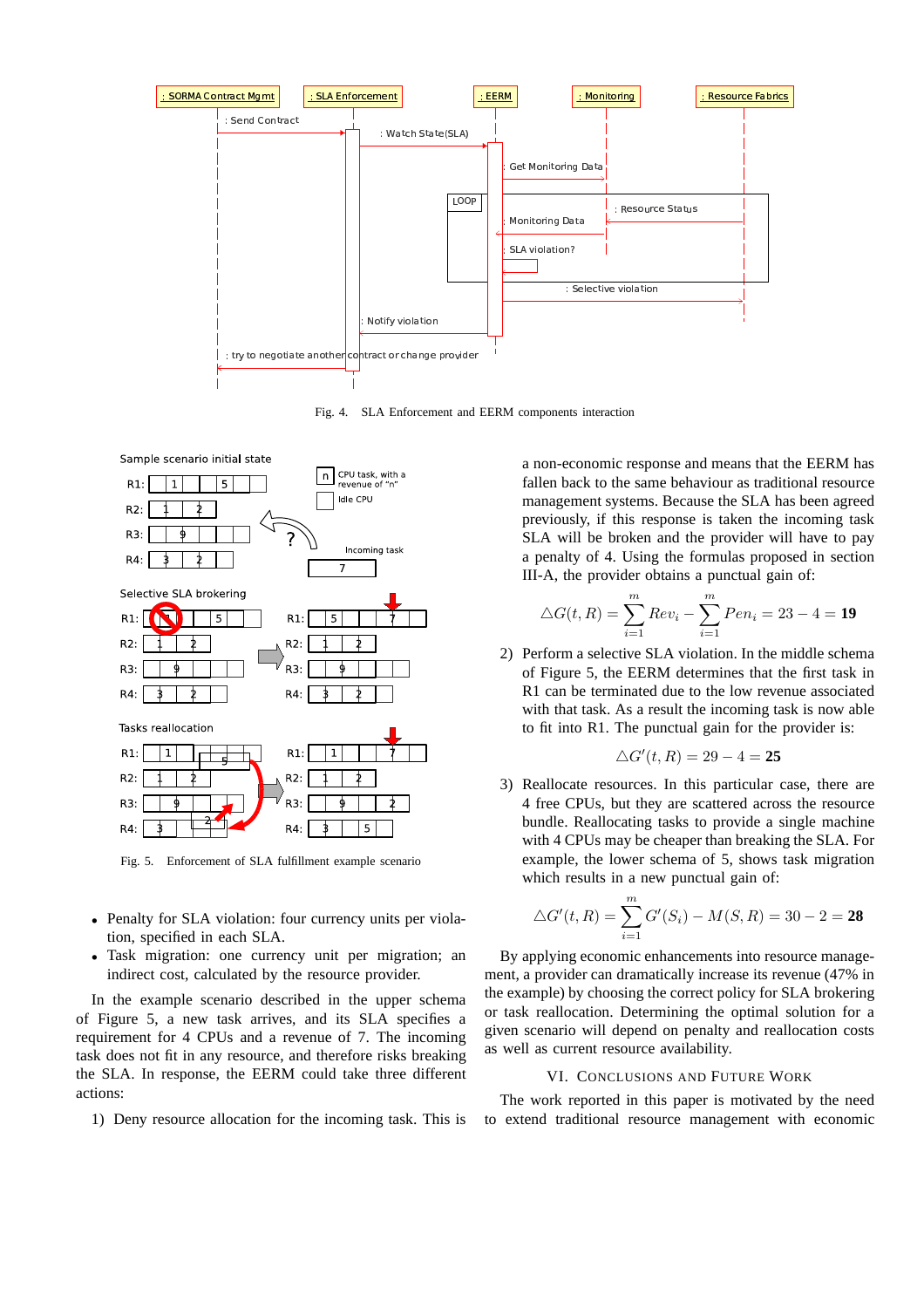Fig. 4. SLA Enforcement and EERM components interaction

Fig. 5. Enforcement of SLA fulfillment example scenario

- Penalty for SLA violation: four currency units per violation, specified in each SLA.
- Task migration: one currency unit per migration; an indirect cost, calculated by the resource provider.

In the example scenario described in the upper schema of Figure 5, a new task arrives, and its SLA specifies a requirement for 4 CPUs and a revenue of 7. The incoming task does not fit in any resource, and therefore risks breaking the SLA. In response, the EERM could take three different actions:

1) Deny resource allocation for the incoming task. This is a non-economic response and means that the EERM has fallen back to the same behaviour as traditional resource management systems. Because the SLA has been agreed previously, if this response is taken the incoming task SLA will be broken and the provider will have to pay a penalty of 4. Using the formulas proposed in section III-A, the provider obtains a punctual gain of:

$$\triangle G(t, R) = \sum_{i=1}^{m} Rev_i - \sum_{i=1}^{m} Pen_i = 23 - 4 = \mathbf{19}$$

2) Perform a selective SLA violation. In the middle schema of Figure 5, the EERM determines that the first task in R1 can be terminated due to the low revenue associated with that task. As a result the incoming task is now able to fit into R1. The punctual gain for the provider is:

$$\triangle G'(t, R) = 29 - 4 = \mathbf{25}$$

3) Reallocate resources. In this particular case, there are 4 free CPUs, but they are scattered across the resource bundle. Reallocating tasks to provide a single machine with 4 CPUs may be cheaper than breaking the SLA. For example, the lower schema of 5, shows task migration which results in a new punctual gain of:

$$\triangle G'(t, R) = \sum_{i=1}^{m} G'(S_i) - M(S, R) = 30 - 2 = \mathbf{28}$$

By applying economic enhancements into resource management, a provider can dramatically increase its revenue (47% in the example) by choosing the correct policy for SLA brokering or task reallocation. Determining the optimal solution for a given scenario will depend on penalty and reallocation costs as well as current resource availability.

## VI. Conclusions and Future Work

The work reported in this paper is motivated by the need to extend traditional resource management with economic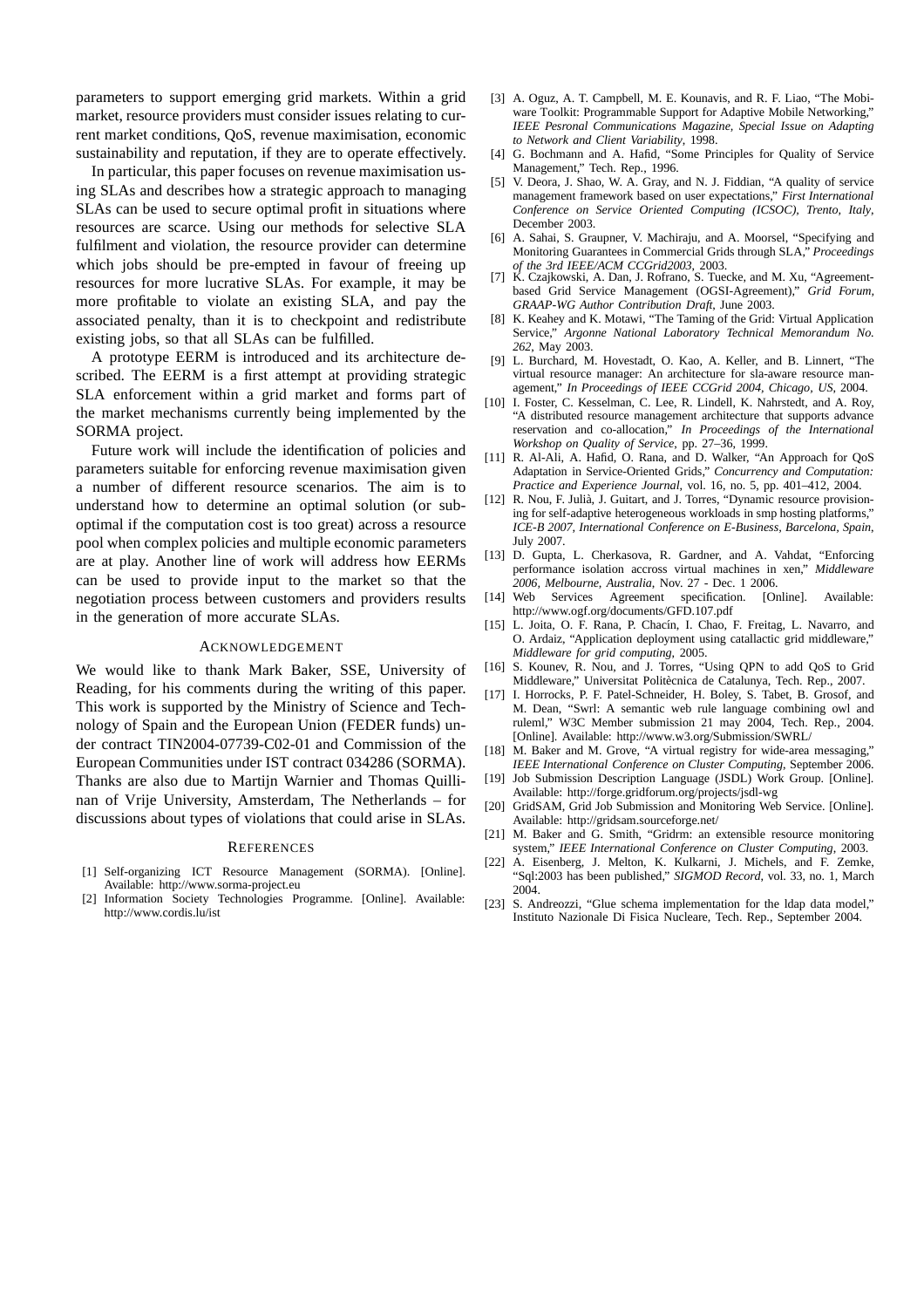parameters to support emerging grid markets. Within a grid market, resource providers must consider issues relating to current market conditions, QoS, revenue maximisation, economic sustainability and reputation, if they are to operate effectively.

In particular, this paper focuses on revenue maximisation using SLAs and describes how a strategic approach to managing SLAs can be used to secure optimal profit in situations where resources are scarce. Using our methods for selective SLA fulfilment and violation, the resource provider can determine which jobs should be pre-empted in favour of freeing up resources for more lucrative SLAs. For example, it may be more profitable to violate an existing SLA, and pay the associated penalty, than it is to checkpoint and redistribute existing jobs, so that all SLAs can be fulfilled.

A prototype EERM is introduced and its architecture described. The EERM is a first attempt at providing strategic SLA enforcement within a grid market and forms part of the market mechanisms currently being implemented by the SORMA project.

Future work will include the identification of policies and parameters suitable for enforcing revenue maximisation given a number of different resource scenarios. The aim is to understand how to determine an optimal solution (or sub-optimal if the computation cost is too great) across a resource pool when complex policies and multiple economic parameters are at play. Another line of work will address how EERMs can be used to provide input to the market so that the negotiation process between customers and providers results in the generation of more accurate SLAs.

## Acknowledgement

We would like to thank Mark Baker, SSE, University of Reading, for his comments during the writing of this paper. This work is supported by the Ministry of Science and Technology of Spain and the European Union (FEDER funds) under contract TIN2004-07739-C02-01 and Commission of the European Communities under IST contract 034286 (SORMA). Thanks are also due to Martijn Warnier and Thomas Quillinan of Vrije University, Amsterdam, The Netherlands – for discussions about types of violations that could arise in SLAs.

## References

[1] Self-organizing ICT Resource Management (SORMA). [Online]. Available: http://www.sorma-project.eu

[2] Information Society Technologies Programme. [Online]. Available: http://www.cordis.lu/ist

[3] A. Oguz, A. T. Campbell, M. E. Kounavis, and R. F. Liao, "The Mobiware Toolkit: Programmable Support for Adaptive Mobile Networking," *IEEE Pesronal Communications Magazine, Special Issue on Adapting to Network and Client Variability*, 1998.

[4] G. Bochmann and A. Hafid, "Some Principles for Quality of Service Management," Tech. Rep., 1996.

[5] V. Deora, J. Shao, W. A. Gray, and N. J. Fiddian, "A quality of service management framework based on user expectations," *First International Conference on Service Oriented Computing (ICSOC), Trento, Italy*, December 2003.

[6] A. Sahai, S. Graupner, V. Machiraju, and A. Moorsel, "Specifying and Monitoring Guarantees in Commercial Grids through SLA," *Proceedings of the 3rd IEEE/ACM CCGrid2003*, 2003.

[7] K. Czajkowski, A. Dan, J. Rofrano, S. Tuecke, and M. Xu, "Agreement-based Grid Service Management (OGSI-Agreement)," *Grid Forum, GRAAP-WG Author Contribution Draft*, June 2003.

[8] K. Keahey and K. Motawi, "The Taming of the Grid: Virtual Application Service," *Argonne National Laboratory Technical Memorandum No. 262*, May 2003.

[9] L. Burchard, M. Hovestadt, O. Kao, A. Keller, and B. Linnert, "The virtual resource manager: An architecture for sla-aware resource management," *In Proceedings of IEEE CCGrid 2004, Chicago, US*, 2004.

[10] I. Foster, C. Kesselman, C. Lee, R. Lindell, K. Nahrstedt, and A. Roy, "A distributed resource management architecture that supports advance reservation and co-allocation," *In Proceedings of the International Workshop on Quality of Service*, pp. 27–36, 1999.

[11] R. Al-Ali, A. Hafid, O. Rana, and D. Walker, "An Approach for QoS Adaptation in Service-Oriented Grids," *Concurrency and Computation: Practice and Experience Journal*, vol. 16, no. 5, pp. 401–412, 2004.

[12] R. Nou, F. Julià, J. Guitart, and J. Torres, "Dynamic resource provisioning for self-adaptive heterogeneous workloads in smp hosting platforms," *ICE-B 2007, International Conference on E-Business, Barcelona, Spain*, July 2007.

[13] D. Gupta, L. Cherkasova, R. Gardner, and A. Vahdat, "Enforcing performance isolation accross virtual machines in xen," *Middleware 2006, Melbourne, Australia*, Nov. 27 - Dec. 1 2006.

[14] Web Services Agreement specification. [Online]. Available: http://www.ogf.org/documents/GFD.107.pdf

[15] L. Joita, O. F. Rana, P. Chacín, I. Chao, F. Freitag, L. Navarro, and O. Ardaiz, "Application deployment using catallactic grid middleware," *Middleware for grid computing*, 2005.

[16] S. Kounev, R. Nou, and J. Torres, "Using QPN to add QoS to Grid Middleware," Universitat Politècnica de Catalunya, Tech. Rep., 2007.

[17] I. Horrocks, P. F. Patel-Schneider, H. Boley, S. Tabet, B. Grosof, and M. Dean, "Swrl: A semantic web rule language combining owl and ruleml," W3C Member submission 21 may 2004, Tech. Rep., 2004. [Online]. Available: http://www.w3.org/Submission/SWRL/

[18] M. Baker and M. Grove, "A virtual registry for wide-area messaging," *IEEE International Conference on Cluster Computing*, September 2006.

[19] Job Submission Description Language (JSDL) Work Group. [Online]. Available: http://forge.gridforum.org/projects/jsdl-wg

[20] GridSAM, Grid Job Submission and Monitoring Web Service. [Online]. Available: http://gridsam.sourceforge.net/

[21] M. Baker and G. Smith, "Gridrm: an extensible resource monitoring system," *IEEE International Conference on Cluster Computing*, 2003.

[22] A. Eisenberg, J. Melton, K. Kulkarni, J. Michels, and F. Zemke, "Sql:2003 has been published," *SIGMOD Record*, vol. 33, no. 1, March 2004.

[23] S. Andreozzi, "Glue schema implementation for the ldap data model," Instituto Nazionale Di Fisica Nucleare, Tech. Rep., September 2004.